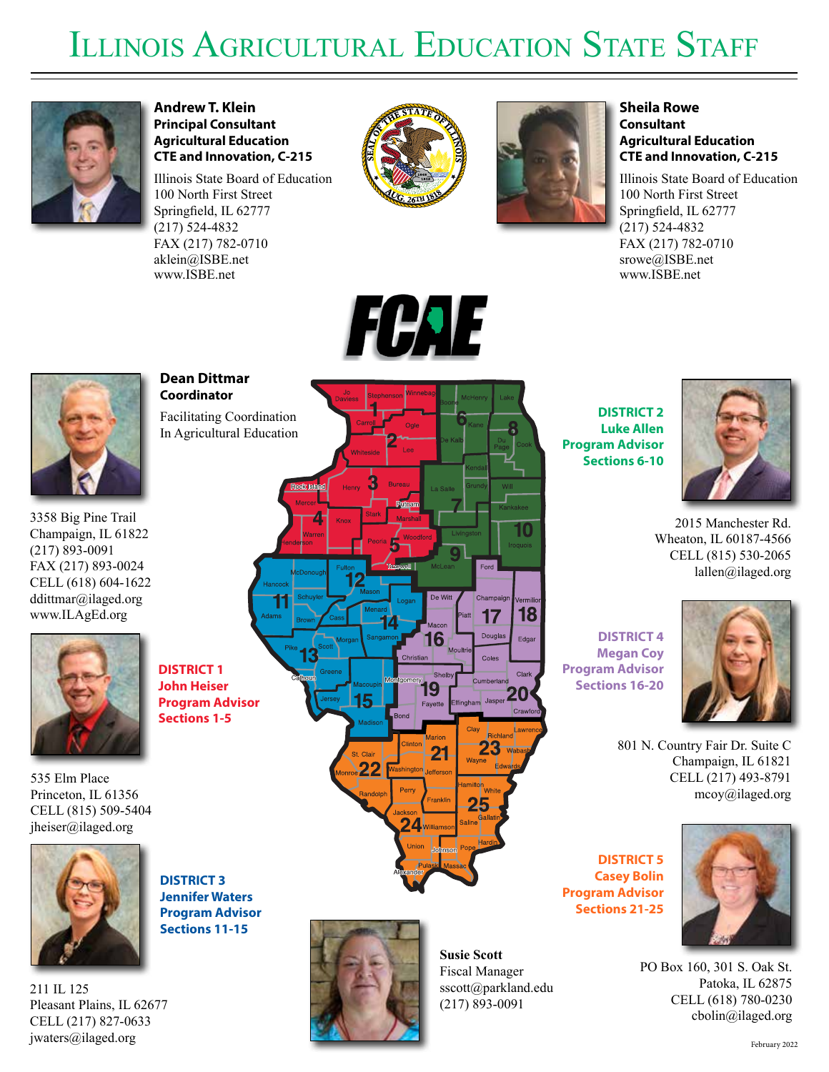# Illinois Agricultural Education State Staff

**Andrew T. Klein**
**Principal Consultant**
**Agricultural Education**
**CTE and Innovation, C-215**

Illinois State Board of Education
100 North First Street
Springfield, IL 62777
(217) 524-4832
FAX (217) 782-0710
aklein@ISBE.net
www.ISBE.net

**Sheila Rowe**
**Consultant**
**Agricultural Education**
**CTE and Innovation, C-215**

Illinois State Board of Education
100 North First Street
Springfield, IL 62777
(217) 524-4832
FAX (217) 782-0710
srowe@ISBE.net
www.ISBE.net

FCAE

**Dean Dittmar**
**Coordinator**

Facilitating Coordination
In Agricultural Education

3358 Big Pine Trail
Champaign, IL 61822
(217) 893-0091
FAX (217) 893-0024
CELL (618) 604-1622
ddittmar@ilaged.org
www.ILAgEd.org

**DISTRICT 1**
**John Heiser**
**Program Advisor**
**Sections 1-5**

535 Elm Place
Princeton, IL 61356
CELL (815) 509-5404
jheiser@ilaged.org

**DISTRICT 2**
**Luke Allen**
**Program Advisor**
**Sections 6-10**

2015 Manchester Rd.
Wheaton, IL 60187-4566
CELL (815) 530-2065
lallen@ilaged.org

**DISTRICT 3**
**Jennifer Waters**
**Program Advisor**
**Sections 11-15**

211 IL 125
Pleasant Plains, IL 62677
CELL (217) 827-0633
jwaters@ilaged.org

**DISTRICT 4**
**Megan Coy**
**Program Advisor**
**Sections 16-20**

801 N. Country Fair Dr. Suite C
Champaign, IL 61821
CELL (217) 493-8791
mcoy@ilaged.org

**DISTRICT 5**
**Casey Bolin**
**Program Advisor**
**Sections 21-25**

PO Box 160, 301 S. Oak St.
Patoka, IL 62875
CELL (618) 780-0230
cbolin@ilaged.org

**Susie Scott**
Fiscal Manager
sscott@parkland.edu
(217) 893-0091

February 2022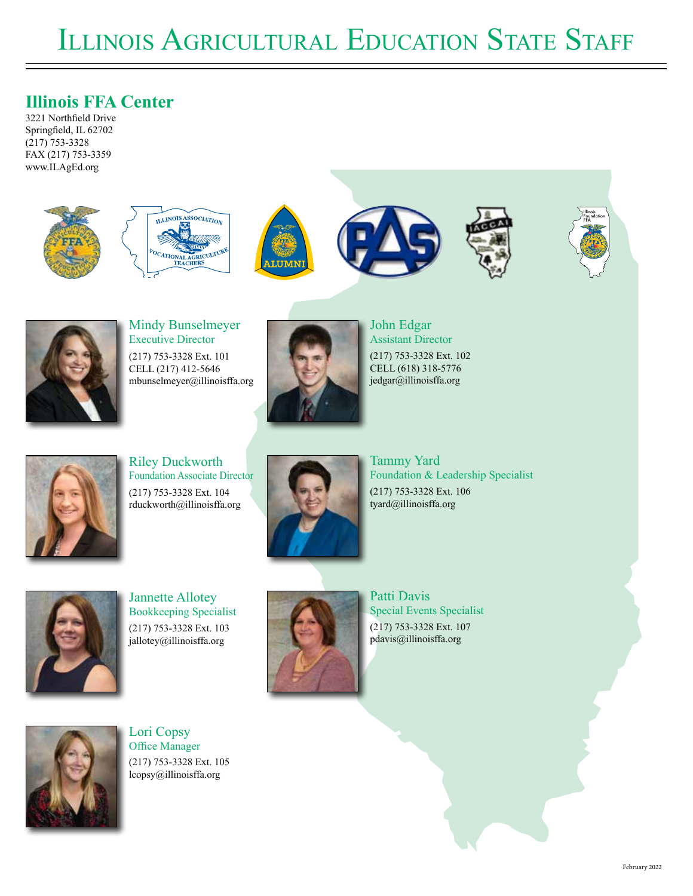# Illinois Agricultural Education State Staff

## Illinois FFA Center

3221 Northfield Drive
Springfield, IL 62702
(217) 753-3328
FAX (217) 753-3359
www.ILAgEd.org

### Mindy Bunselmeyer
Executive Director
(217) 753-3328 Ext. 101
CELL (217) 412-5646
mbunselmeyer@illinoisffa.org

### John Edgar
Assistant Director
(217) 753-3328 Ext. 102
CELL (618) 318-5776
jedgar@illinoisffa.org

### Riley Duckworth
Foundation Associate Director
(217) 753-3328 Ext. 104
rduckworth@illinoisffa.org

### Tammy Yard
Foundation & Leadership Specialist
(217) 753-3328 Ext. 106
tyard@illinoisffa.org

### Jannette Allotey
Bookkeeping Specialist
(217) 753-3328 Ext. 103
jallotey@illinoisffa.org

### Patti Davis
Special Events Specialist
(217) 753-3328 Ext. 107
pdavis@illinoisffa.org

### Lori Copsy
Office Manager
(217) 753-3328 Ext. 105
lcopsy@illinoisffa.org

February 2022